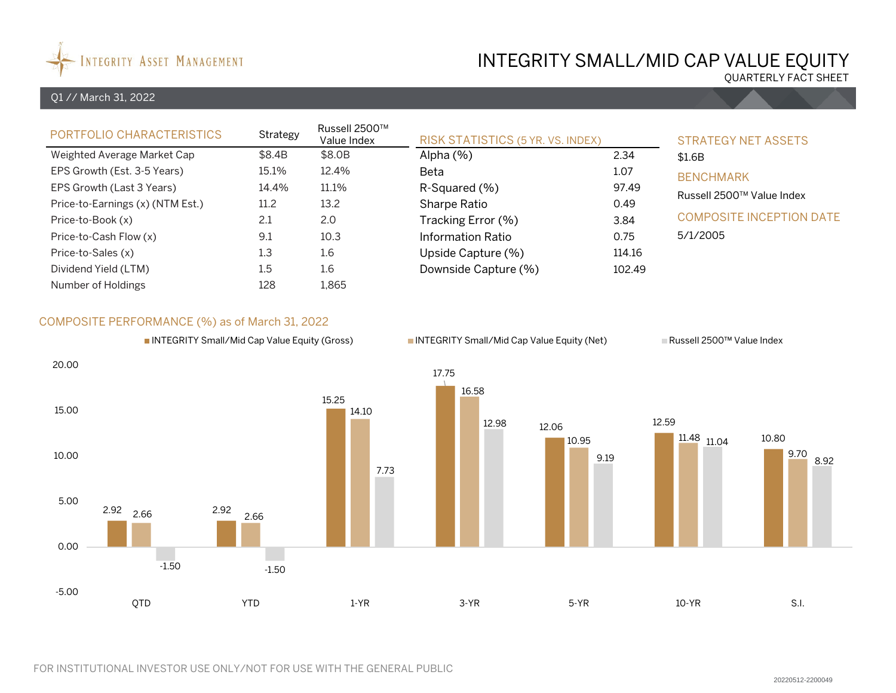Integrity Asset Management

# INTEGRITY SMALL/MID CAP VALUE EQUITY

QUARTERLY FACT SHEET

Q1 // March 31, 2022

## PORTFOLIO CHARACTERISTICS

| | Strategy | Russell 2500™ Value Index |
|---|---|---|
| Weighted Average Market Cap | $8.4B | $8.0B |
| EPS Growth (Est. 3-5 Years) | 15.1% | 12.4% |
| EPS Growth (Last 3 Years) | 14.4% | 11.1% |
| Price-to-Earnings (x) (NTM Est.) | 11.2 | 13.2 |
| Price-to-Book (x) | 2.1 | 2.0 |
| Price-to-Cash Flow (x) | 9.1 | 10.3 |
| Price-to-Sales (x) | 1.3 | 1.6 |
| Dividend Yield (LTM) | 1.5 | 1.6 |
| Number of Holdings | 128 | 1,865 |

## RISK STATISTICS (5 YR. VS. INDEX)

| | |
|---|---|
| Alpha (%) | 2.34 |
| Beta | 1.07 |
| R-Squared (%) | 97.49 |
| Sharpe Ratio | 0.49 |
| Tracking Error (%) | 3.84 |
| Information Ratio | 0.75 |
| Upside Capture (%) | 114.16 |
| Downside Capture (%) | 102.49 |

## STRATEGY NET ASSETS

$1.6B

## BENCHMARK

Russell 2500™ Value Index

## COMPOSITE INCEPTION DATE

5/1/2005

## COMPOSITE PERFORMANCE (%) as of March 31, 2022

| | QTD | YTD | 1-YR | 3-YR | 5-YR | 10-YR | S.I. |
|---|---|---|---|---|---|---|---|
| INTEGRITY Small/Mid Cap Value Equity (Gross) | 2.92 | 2.92 | 15.25 | 17.75 | 12.06 | 12.59 | 10.80 |
| INTEGRITY Small/Mid Cap Value Equity (Net) | 2.66 | 2.66 | 14.10 | 16.58 | 10.95 | 11.48 | 9.70 |
| Russell 2500™ Value Index | -1.50 | -1.50 | 7.73 | 12.98 | 9.19 | 11.04 | 8.92 |

FOR INSTITUTIONAL INVESTOR USE ONLY/NOT FOR USE WITH THE GENERAL PUBLIC

20220512-2200049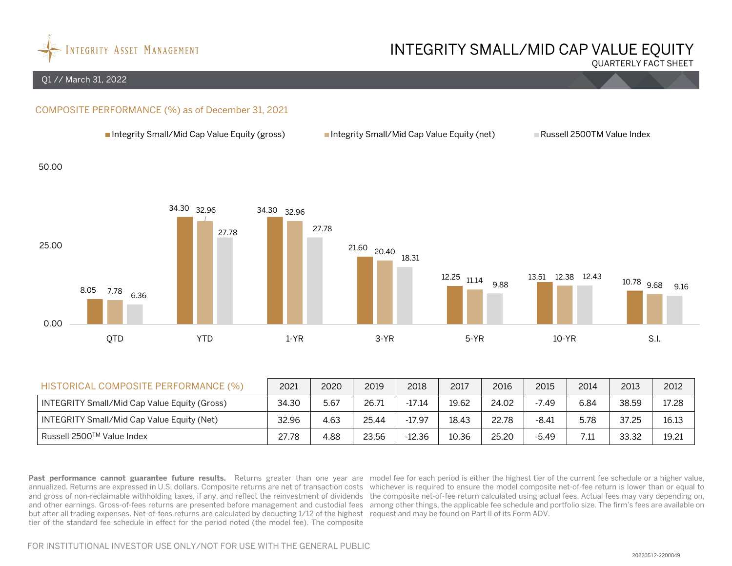INTEGRITY ASSET MANAGEMENT

# INTEGRITY SMALL/MID CAP VALUE EQUITY

QUARTERLY FACT SHEET

Q1 // March 31, 2022

## COMPOSITE PERFORMANCE (%) as of December 31, 2021

| | QTD | YTD | 1-YR | 3-YR | 5-YR | 10-YR | S.I. |
|---|---|---|---|---|---|---|---|
| Integrity Small/Mid Cap Value Equity (gross) | 8.05 | 34.30 | 34.30 | 21.60 | 12.25 | 13.51 | 10.78 |
| Integrity Small/Mid Cap Value Equity (net) | 7.78 | 32.96 | 32.96 | 20.40 | 11.14 | 12.38 | 9.68 |
| Russell 2500TM Value Index | 6.36 | 27.78 | 27.78 | 18.31 | 9.88 | 12.43 | 9.16 |

| HISTORICAL COMPOSITE PERFORMANCE (%) | 2021 | 2020 | 2019 | 2018 | 2017 | 2016 | 2015 | 2014 | 2013 | 2012 |
|---|---|---|---|---|---|---|---|---|---|---|
| INTEGRITY Small/Mid Cap Value Equity (Gross) | 34.30 | 5.67 | 26.71 | -17.14 | 19.62 | 24.02 | -7.49 | 6.84 | 38.59 | 17.28 |
| INTEGRITY Small/Mid Cap Value Equity (Net) | 32.96 | 4.63 | 25.44 | -17.97 | 18.43 | 22.78 | -8.41 | 5.78 | 37.25 | 16.13 |
| Russell 2500TM Value Index | 27.78 | 4.88 | 23.56 | -12.36 | 10.36 | 25.20 | -5.49 | 7.11 | 33.32 | 19.21 |

**Past performance cannot guarantee future results.** Returns greater than one year are annualized. Returns are expressed in U.S. dollars. Composite returns are net of transaction costs and gross of non-reclaimable withholding taxes, if any, and reflect the reinvestment of dividends and other earnings. Gross-of-fees returns are presented before management and custodial fees but after all trading expenses. Net-of-fees returns are calculated by deducting 1/12 of the highest tier of the standard fee schedule in effect for the period noted (the model fee). The composite model fee for each period is either the highest tier of the current fee schedule or a higher value, whichever is required to ensure the model composite net-of-fee return is lower than or equal to the composite net-of-fee return calculated using actual fees. Actual fees may vary depending on, among other things, the applicable fee schedule and portfolio size. The firm's fees are available on request and may be found on Part II of its Form ADV.

FOR INSTITUTIONAL INVESTOR USE ONLY/NOT FOR USE WITH THE GENERAL PUBLIC

20220512-2200049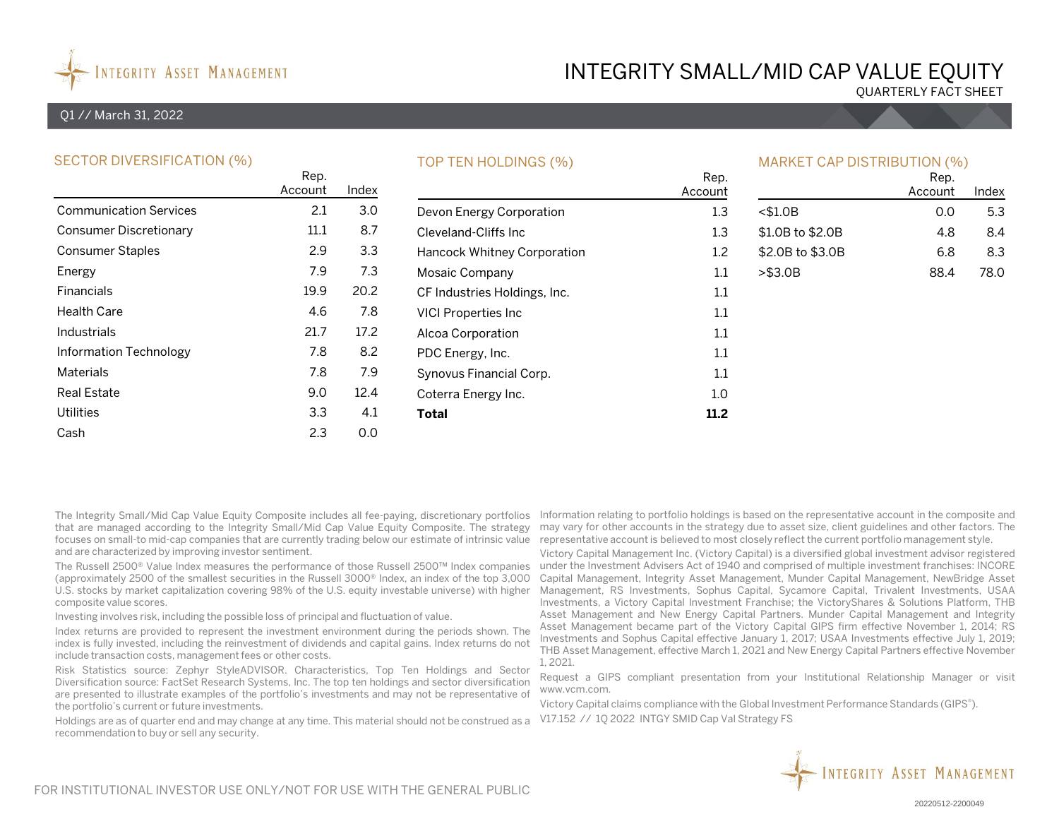# INTEGRITY SMALL/MID CAP VALUE EQUITY

QUARTERLY FACT SHEET

Q1 // March 31, 2022

## SECTOR DIVERSIFICATION (%)

| | Rep. Account | Index |
|---|---|---|
| Communication Services | 2.1 | 3.0 |
| Consumer Discretionary | 11.1 | 8.7 |
| Consumer Staples | 2.9 | 3.3 |
| Energy | 7.9 | 7.3 |
| Financials | 19.9 | 20.2 |
| Health Care | 4.6 | 7.8 |
| Industrials | 21.7 | 17.2 |
| Information Technology | 7.8 | 8.2 |
| Materials | 7.8 | 7.9 |
| Real Estate | 9.0 | 12.4 |
| Utilities | 3.3 | 4.1 |
| Cash | 2.3 | 0.0 |

## TOP TEN HOLDINGS (%)

| | Rep. Account |
|---|---|
| Devon Energy Corporation | 1.3 |
| Cleveland-Cliffs Inc | 1.3 |
| Hancock Whitney Corporation | 1.2 |
| Mosaic Company | 1.1 |
| CF Industries Holdings, Inc. | 1.1 |
| VICI Properties Inc | 1.1 |
| Alcoa Corporation | 1.1 |
| PDC Energy, Inc. | 1.1 |
| Synovus Financial Corp. | 1.1 |
| Coterra Energy Inc. | 1.0 |
| **Total** | **11.2** |

## MARKET CAP DISTRIBUTION (%)

| | Rep. Account | Index |
|---|---|---|
| <$1.0B | 0.0 | 5.3 |
| $1.0B to $2.0B | 4.8 | 8.4 |
| $2.0B to $3.0B | 6.8 | 8.3 |
| >$3.0B | 88.4 | 78.0 |

The Integrity Small/Mid Cap Value Equity Composite includes all fee-paying, discretionary portfolios that are managed according to the Integrity Small/Mid Cap Value Equity Composite. The strategy focuses on small-to mid-cap companies that are currently trading below our estimate of intrinsic value and are characterized by improving investor sentiment.

The Russell 2500® Value Index measures the performance of those Russell 2500™ Index companies (approximately 2500 of the smallest securities in the Russell 3000® Index, an index of the top 3,000 U.S. stocks by market capitalization covering 98% of the U.S. equity investable universe) with higher composite value scores.

Investing involves risk, including the possible loss of principal and fluctuation of value.

Index returns are provided to represent the investment environment during the periods shown. The index is fully invested, including the reinvestment of dividends and capital gains. Index returns do not include transaction costs, management fees or other costs.

Risk Statistics source: Zephyr StyleADVISOR. Characteristics, Top Ten Holdings and Sector Diversification source: FactSet Research Systems, Inc. The top ten holdings and sector diversification are presented to illustrate examples of the portfolio's investments and may not be representative of the portfolio's current or future investments.

Holdings are as of quarter end and may change at any time. This material should not be construed as a recommendation to buy or sell any security.

Information relating to portfolio holdings is based on the representative account in the composite and may vary for other accounts in the strategy due to asset size, client guidelines and other factors. The representative account is believed to most closely reflect the current portfolio management style.

Victory Capital Management Inc. (Victory Capital) is a diversified global investment advisor registered under the Investment Advisers Act of 1940 and comprised of multiple investment franchises: INCORE Capital Management, Integrity Asset Management, Munder Capital Management, NewBridge Asset Management, RS Investments, Sophus Capital, Sycamore Capital, Trivalent Investments, USAA Investments, a Victory Capital Investment Franchise; the VictoryShares & Solutions Platform, THB Asset Management and New Energy Capital Partners. Munder Capital Management and Integrity Asset Management became part of the Victory Capital GIPS firm effective November 1, 2014; RS Investments and Sophus Capital effective January 1, 2017; USAA Investments effective July 1, 2019; THB Asset Management, effective March 1, 2021 and New Energy Capital Partners effective November 1, 2021.

Request a GIPS compliant presentation from your Institutional Relationship Manager or visit www.vcm.com.

Victory Capital claims compliance with the Global Investment Performance Standards (GIPS®).

V17.152 // 1Q 2022 INTGY SMID Cap Val Strategy FS

FOR INSTITUTIONAL INVESTOR USE ONLY/NOT FOR USE WITH THE GENERAL PUBLIC

20220512-2200049